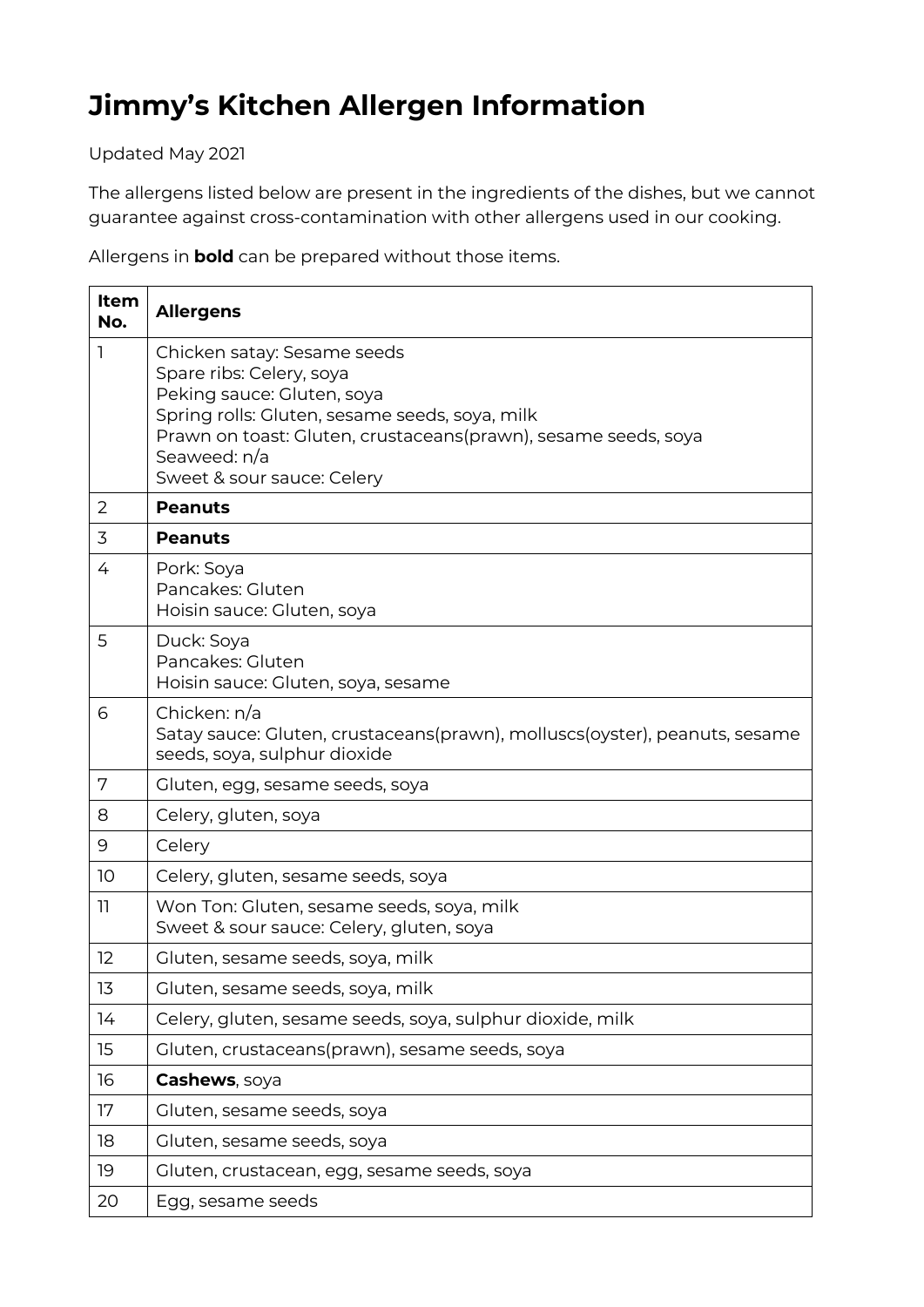# Jimmy's Kitchen Allergen Information

Updated May 2021

The allergens listed below are present in the ingredients of the dishes, but we cannot guarantee against cross-contamination with other allergens used in our cooking.

Allergens in **bold** can be prepared without those items.

| Item No. | Allergens |
|---|---|
| 1 | Chicken satay: Sesame seeds<br>Spare ribs: Celery, soya<br>Peking sauce: Gluten, soya<br>Spring rolls: Gluten, sesame seeds, soya, milk<br>Prawn on toast: Gluten, crustaceans(prawn), sesame seeds, soya<br>Seaweed: n/a<br>Sweet & sour sauce: Celery |
| 2 | **Peanuts** |
| 3 | **Peanuts** |
| 4 | Pork: Soya<br>Pancakes: Gluten<br>Hoisin sauce: Gluten, soya |
| 5 | Duck: Soya<br>Pancakes: Gluten<br>Hoisin sauce: Gluten, soya, sesame |
| 6 | Chicken: n/a<br>Satay sauce: Gluten, crustaceans(prawn), molluscs(oyster), peanuts, sesame seeds, soya, sulphur dioxide |
| 7 | Gluten, egg, sesame seeds, soya |
| 8 | Celery, gluten, soya |
| 9 | Celery |
| 10 | Celery, gluten, sesame seeds, soya |
| 11 | Won Ton: Gluten, sesame seeds, soya, milk<br>Sweet & sour sauce: Celery, gluten, soya |
| 12 | Gluten, sesame seeds, soya, milk |
| 13 | Gluten, sesame seeds, soya, milk |
| 14 | Celery, gluten, sesame seeds, soya, sulphur dioxide, milk |
| 15 | Gluten, crustaceans(prawn), sesame seeds, soya |
| 16 | **Cashews**, soya |
| 17 | Gluten, sesame seeds, soya |
| 18 | Gluten, sesame seeds, soya |
| 19 | Gluten, crustacean, egg, sesame seeds, soya |
| 20 | Egg, sesame seeds |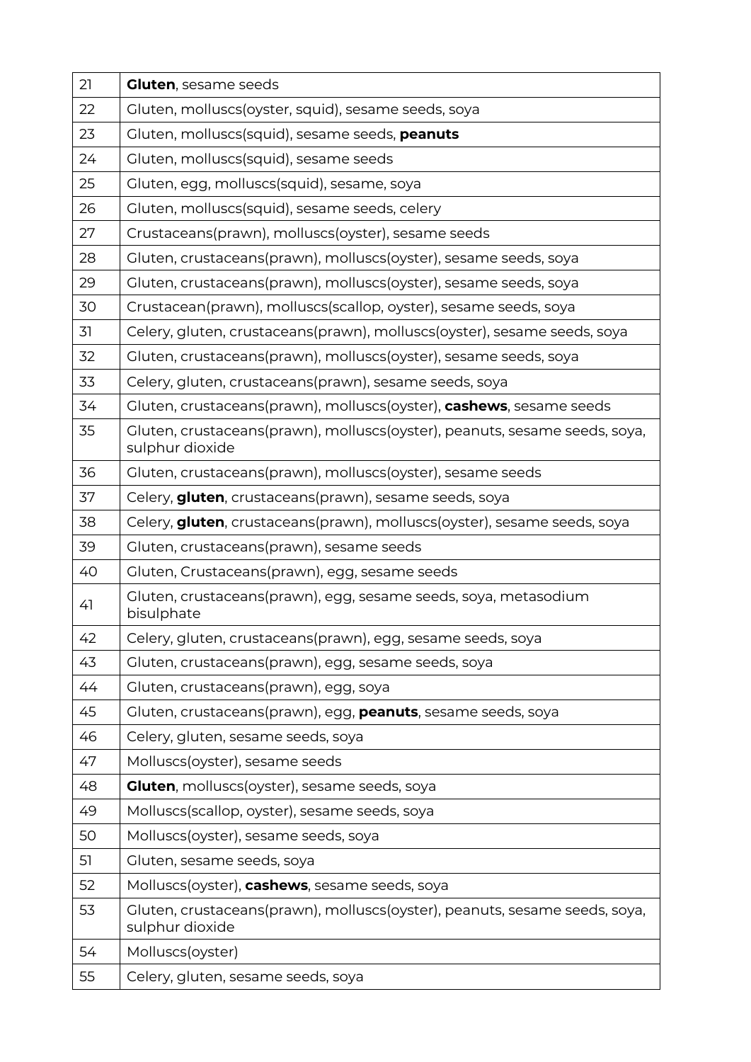| 21 | **Gluten**, sesame seeds |
|---|---|
| 22 | Gluten, molluscs(oyster, squid), sesame seeds, soya |
| 23 | Gluten, molluscs(squid), sesame seeds, **peanuts** |
| 24 | Gluten, molluscs(squid), sesame seeds |
| 25 | Gluten, egg, molluscs(squid), sesame, soya |
| 26 | Gluten, molluscs(squid), sesame seeds, celery |
| 27 | Crustaceans(prawn), molluscs(oyster), sesame seeds |
| 28 | Gluten, crustaceans(prawn), molluscs(oyster), sesame seeds, soya |
| 29 | Gluten, crustaceans(prawn), molluscs(oyster), sesame seeds, soya |
| 30 | Crustacean(prawn), molluscs(scallop, oyster), sesame seeds, soya |
| 31 | Celery, gluten, crustaceans(prawn), molluscs(oyster), sesame seeds, soya |
| 32 | Gluten, crustaceans(prawn), molluscs(oyster), sesame seeds, soya |
| 33 | Celery, gluten, crustaceans(prawn), sesame seeds, soya |
| 34 | Gluten, crustaceans(prawn), molluscs(oyster), **cashews**, sesame seeds |
| 35 | Gluten, crustaceans(prawn), molluscs(oyster), peanuts, sesame seeds, soya, sulphur dioxide |
| 36 | Gluten, crustaceans(prawn), molluscs(oyster), sesame seeds |
| 37 | Celery, **gluten**, crustaceans(prawn), sesame seeds, soya |
| 38 | Celery, **gluten**, crustaceans(prawn), molluscs(oyster), sesame seeds, soya |
| 39 | Gluten, crustaceans(prawn), sesame seeds |
| 40 | Gluten, Crustaceans(prawn), egg, sesame seeds |
| 41 | Gluten, crustaceans(prawn), egg, sesame seeds, soya, metasodium bisulphate |
| 42 | Celery, gluten, crustaceans(prawn), egg, sesame seeds, soya |
| 43 | Gluten, crustaceans(prawn), egg, sesame seeds, soya |
| 44 | Gluten, crustaceans(prawn), egg, soya |
| 45 | Gluten, crustaceans(prawn), egg, **peanuts**, sesame seeds, soya |
| 46 | Celery, gluten, sesame seeds, soya |
| 47 | Molluscs(oyster), sesame seeds |
| 48 | **Gluten**, molluscs(oyster), sesame seeds, soya |
| 49 | Molluscs(scallop, oyster), sesame seeds, soya |
| 50 | Molluscs(oyster), sesame seeds, soya |
| 51 | Gluten, sesame seeds, soya |
| 52 | Molluscs(oyster), **cashews**, sesame seeds, soya |
| 53 | Gluten, crustaceans(prawn), molluscs(oyster), peanuts, sesame seeds, soya, sulphur dioxide |
| 54 | Molluscs(oyster) |
| 55 | Celery, gluten, sesame seeds, soya |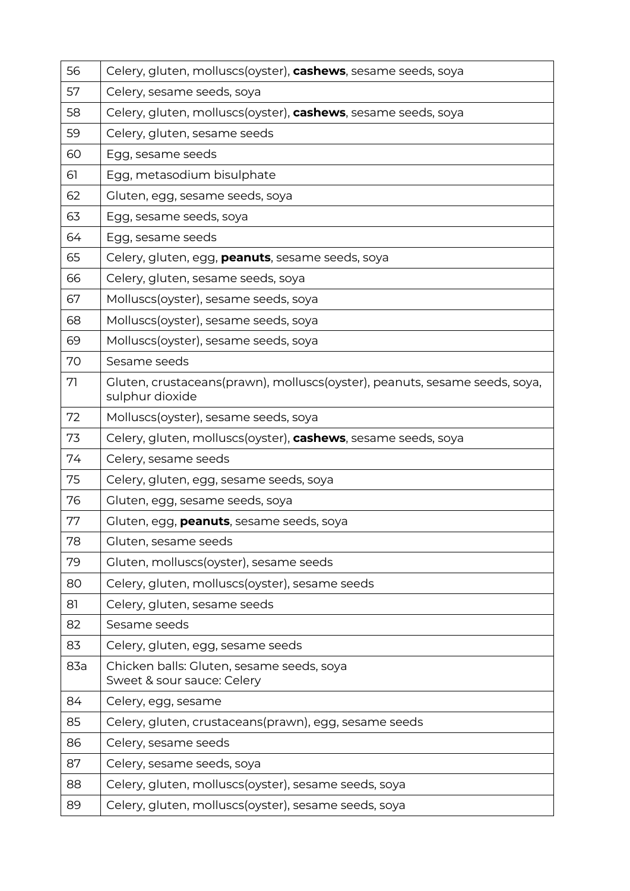| 56 | Celery, gluten, molluscs(oyster), **cashews**, sesame seeds, soya |
|---|---|
| 57 | Celery, sesame seeds, soya |
| 58 | Celery, gluten, molluscs(oyster), **cashews**, sesame seeds, soya |
| 59 | Celery, gluten, sesame seeds |
| 60 | Egg, sesame seeds |
| 61 | Egg, metasodium bisulphate |
| 62 | Gluten, egg, sesame seeds, soya |
| 63 | Egg, sesame seeds, soya |
| 64 | Egg, sesame seeds |
| 65 | Celery, gluten, egg, **peanuts**, sesame seeds, soya |
| 66 | Celery, gluten, sesame seeds, soya |
| 67 | Molluscs(oyster), sesame seeds, soya |
| 68 | Molluscs(oyster), sesame seeds, soya |
| 69 | Molluscs(oyster), sesame seeds, soya |
| 70 | Sesame seeds |
| 71 | Gluten, crustaceans(prawn), molluscs(oyster), peanuts, sesame seeds, soya, sulphur dioxide |
| 72 | Molluscs(oyster), sesame seeds, soya |
| 73 | Celery, gluten, molluscs(oyster), **cashews**, sesame seeds, soya |
| 74 | Celery, sesame seeds |
| 75 | Celery, gluten, egg, sesame seeds, soya |
| 76 | Gluten, egg, sesame seeds, soya |
| 77 | Gluten, egg, **peanuts**, sesame seeds, soya |
| 78 | Gluten, sesame seeds |
| 79 | Gluten, molluscs(oyster), sesame seeds |
| 80 | Celery, gluten, molluscs(oyster), sesame seeds |
| 81 | Celery, gluten, sesame seeds |
| 82 | Sesame seeds |
| 83 | Celery, gluten, egg, sesame seeds |
| 83a | Chicken balls: Gluten, sesame seeds, soya<br>Sweet & sour sauce: Celery |
| 84 | Celery, egg, sesame |
| 85 | Celery, gluten, crustaceans(prawn), egg, sesame seeds |
| 86 | Celery, sesame seeds |
| 87 | Celery, sesame seeds, soya |
| 88 | Celery, gluten, molluscs(oyster), sesame seeds, soya |
| 89 | Celery, gluten, molluscs(oyster), sesame seeds, soya |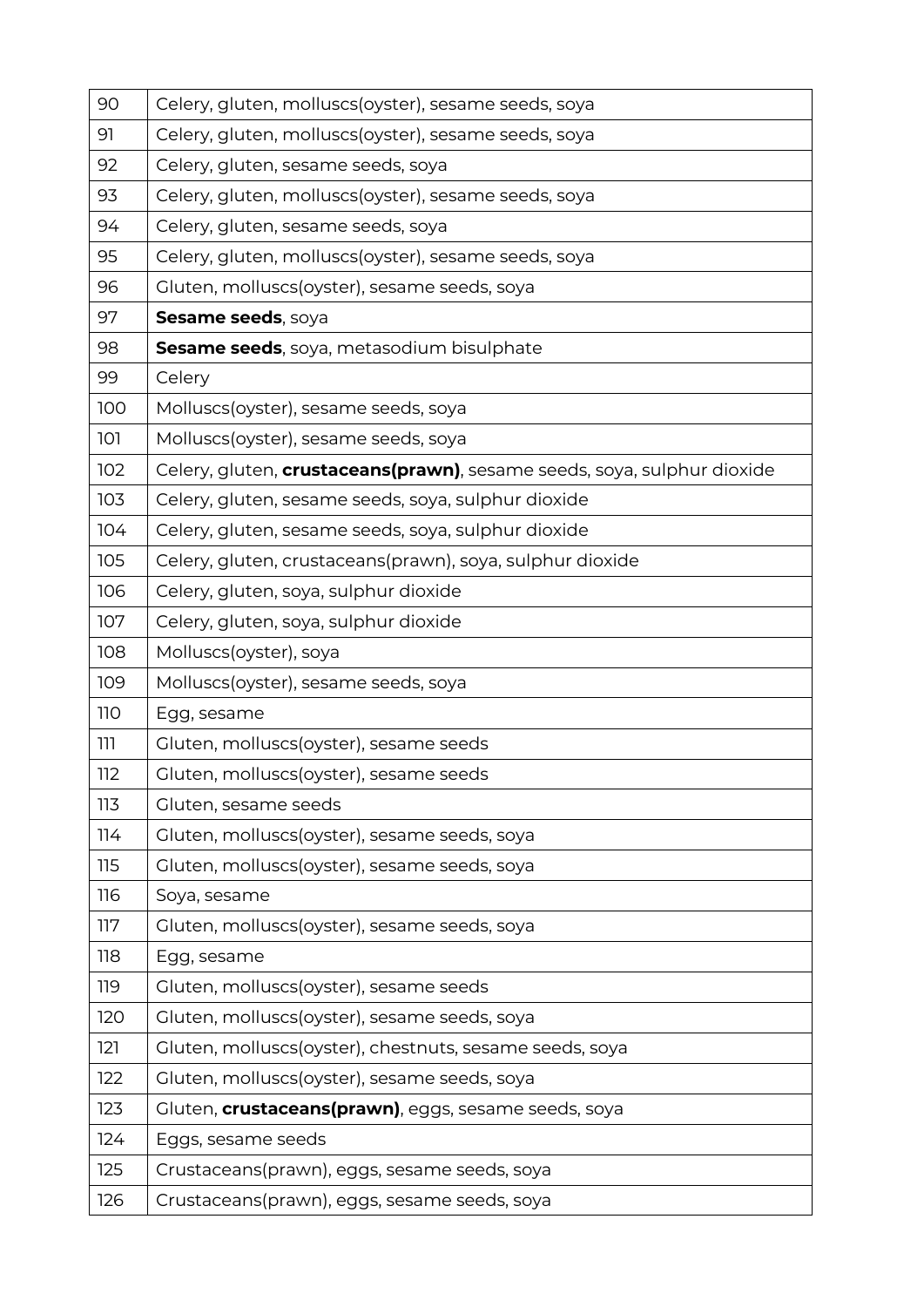| 90 | Celery, gluten, molluscs(oyster), sesame seeds, soya |
|---|---|
| 91 | Celery, gluten, molluscs(oyster), sesame seeds, soya |
| 92 | Celery, gluten, sesame seeds, soya |
| 93 | Celery, gluten, molluscs(oyster), sesame seeds, soya |
| 94 | Celery, gluten, sesame seeds, soya |
| 95 | Celery, gluten, molluscs(oyster), sesame seeds, soya |
| 96 | Gluten, molluscs(oyster), sesame seeds, soya |
| 97 | **Sesame seeds**, soya |
| 98 | **Sesame seeds**, soya, metasodium bisulphate |
| 99 | Celery |
| 100 | Molluscs(oyster), sesame seeds, soya |
| 101 | Molluscs(oyster), sesame seeds, soya |
| 102 | Celery, gluten, **crustaceans(prawn)**, sesame seeds, soya, sulphur dioxide |
| 103 | Celery, gluten, sesame seeds, soya, sulphur dioxide |
| 104 | Celery, gluten, sesame seeds, soya, sulphur dioxide |
| 105 | Celery, gluten, crustaceans(prawn), soya, sulphur dioxide |
| 106 | Celery, gluten, soya, sulphur dioxide |
| 107 | Celery, gluten, soya, sulphur dioxide |
| 108 | Molluscs(oyster), soya |
| 109 | Molluscs(oyster), sesame seeds, soya |
| 110 | Egg, sesame |
| 111 | Gluten, molluscs(oyster), sesame seeds |
| 112 | Gluten, molluscs(oyster), sesame seeds |
| 113 | Gluten, sesame seeds |
| 114 | Gluten, molluscs(oyster), sesame seeds, soya |
| 115 | Gluten, molluscs(oyster), sesame seeds, soya |
| 116 | Soya, sesame |
| 117 | Gluten, molluscs(oyster), sesame seeds, soya |
| 118 | Egg, sesame |
| 119 | Gluten, molluscs(oyster), sesame seeds |
| 120 | Gluten, molluscs(oyster), sesame seeds, soya |
| 121 | Gluten, molluscs(oyster), chestnuts, sesame seeds, soya |
| 122 | Gluten, molluscs(oyster), sesame seeds, soya |
| 123 | Gluten, **crustaceans(prawn)**, eggs, sesame seeds, soya |
| 124 | Eggs, sesame seeds |
| 125 | Crustaceans(prawn), eggs, sesame seeds, soya |
| 126 | Crustaceans(prawn), eggs, sesame seeds, soya |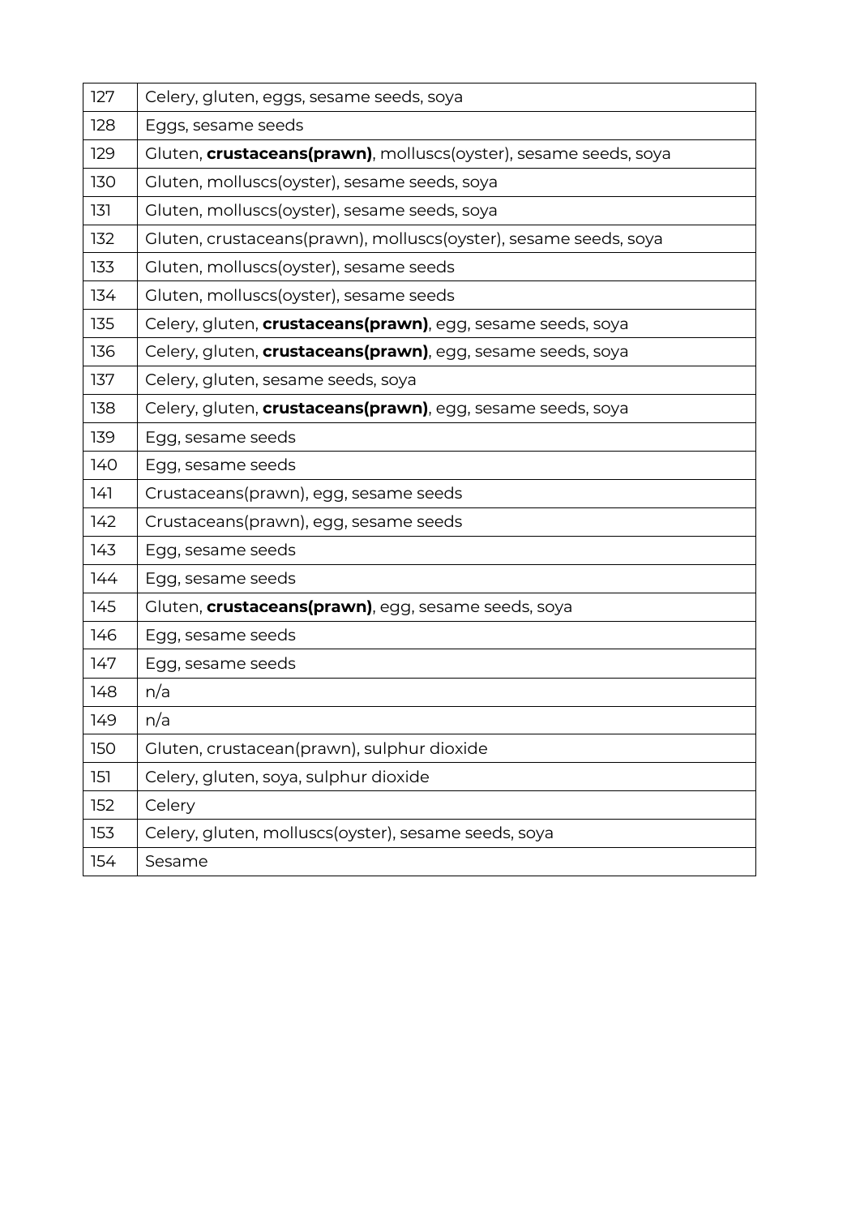| | |
|---|---|
| 127 | Celery, gluten, eggs, sesame seeds, soya |
| 128 | Eggs, sesame seeds |
| 129 | Gluten, **crustaceans(prawn)**, molluscs(oyster), sesame seeds, soya |
| 130 | Gluten, molluscs(oyster), sesame seeds, soya |
| 131 | Gluten, molluscs(oyster), sesame seeds, soya |
| 132 | Gluten, crustaceans(prawn), molluscs(oyster), sesame seeds, soya |
| 133 | Gluten, molluscs(oyster), sesame seeds |
| 134 | Gluten, molluscs(oyster), sesame seeds |
| 135 | Celery, gluten, **crustaceans(prawn)**, egg, sesame seeds, soya |
| 136 | Celery, gluten, **crustaceans(prawn)**, egg, sesame seeds, soya |
| 137 | Celery, gluten, sesame seeds, soya |
| 138 | Celery, gluten, **crustaceans(prawn)**, egg, sesame seeds, soya |
| 139 | Egg, sesame seeds |
| 140 | Egg, sesame seeds |
| 141 | Crustaceans(prawn), egg, sesame seeds |
| 142 | Crustaceans(prawn), egg, sesame seeds |
| 143 | Egg, sesame seeds |
| 144 | Egg, sesame seeds |
| 145 | Gluten, **crustaceans(prawn)**, egg, sesame seeds, soya |
| 146 | Egg, sesame seeds |
| 147 | Egg, sesame seeds |
| 148 | n/a |
| 149 | n/a |
| 150 | Gluten, crustacean(prawn), sulphur dioxide |
| 151 | Celery, gluten, soya, sulphur dioxide |
| 152 | Celery |
| 153 | Celery, gluten, molluscs(oyster), sesame seeds, soya |
| 154 | Sesame |